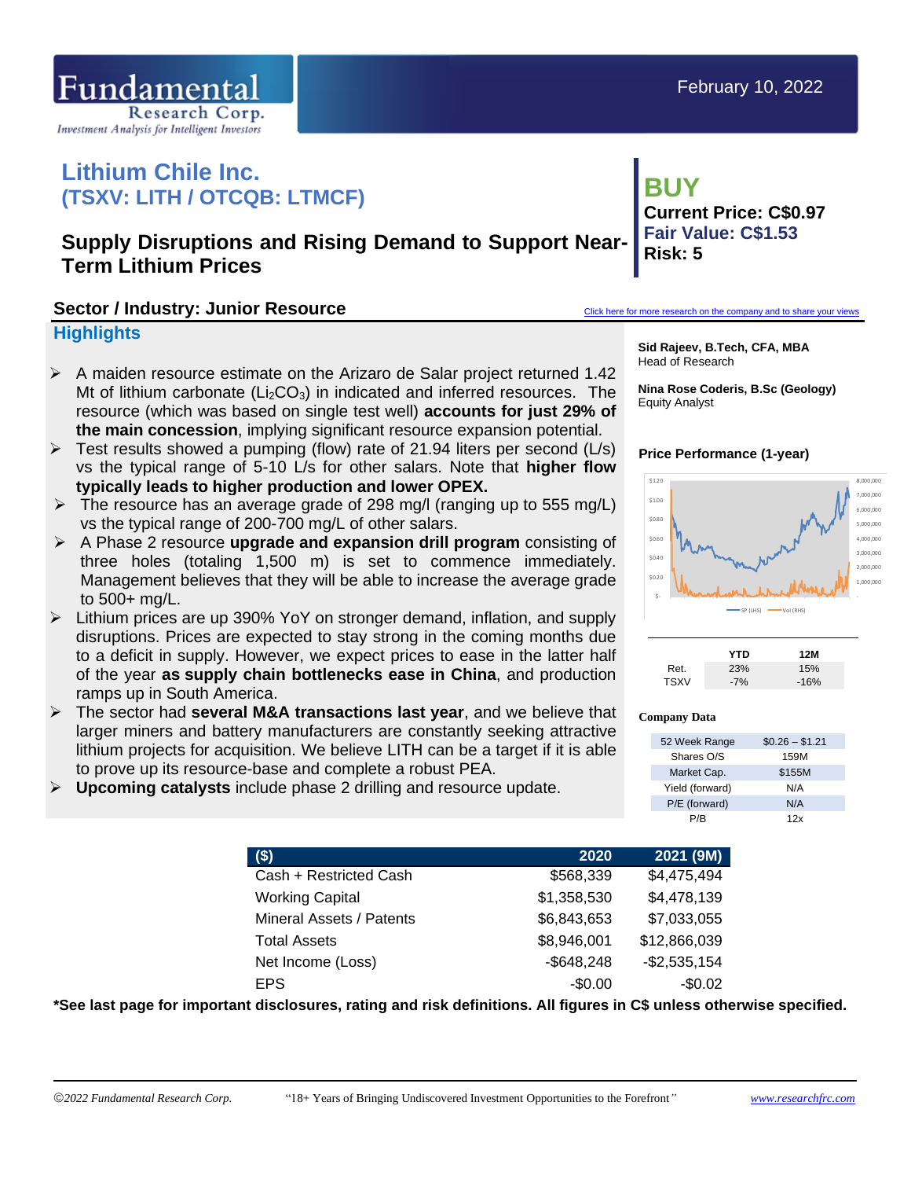February 10, 2022

# Lithium Chile Inc.
# (TSXV: LITH / OTCQB: LTMCF)

## Supply Disruptions and Rising Demand to Support Near-Term Lithium Prices

**BUY**
**Current Price: C$0.97**
**Fair Value: C$1.53**
**Risk: 5**

### Sector / Industry: Junior Resource

Click here for more research on the company and to share your views

## Highlights

- A maiden resource estimate on the Arizaro de Salar project returned 1.42 Mt of lithium carbonate ($Li_2CO_3$) in indicated and inferred resources. The resource (which was based on single test well) **accounts for just 29% of the main concession**, implying significant resource expansion potential.
- Test results showed a pumping (flow) rate of 21.94 liters per second (L/s) vs the typical range of 5-10 L/s for other salars. Note that **higher flow typically leads to higher production and lower OPEX.**
- The resource has an average grade of 298 mg/l (ranging up to 555 mg/L) vs the typical range of 200-700 mg/L of other salars.
- A Phase 2 resource **upgrade and expansion drill program** consisting of three holes (totaling 1,500 m) is set to commence immediately. Management believes that they will be able to increase the average grade to 500+ mg/L.
- Lithium prices are up 390% YoY on stronger demand, inflation, and supply disruptions. Prices are expected to stay strong in the coming months due to a deficit in supply. However, we expect prices to ease in the latter half of the year **as supply chain bottlenecks ease in China**, and production ramps up in South America.
- The sector had **several M&A transactions last year**, and we believe that larger miners and battery manufacturers are constantly seeking attractive lithium projects for acquisition. We believe LITH can be a target if it is able to prove up its resource-base and complete a robust PEA.
- **Upcoming catalysts** include phase 2 drilling and resource update.

**Sid Rajeev, B.Tech, CFA, MBA**
Head of Research

**Nina Rose Coderis, B.Sc (Geology)**
Equity Analyst

**Price Performance (1-year)**

| | YTD | 12M |
|---|---|---|
| Ret. | 23% | 15% |
| TSXV | -7% | -16% |

**Company Data**

| | |
|---|---|
| 52 Week Range | $0.26 – $1.21 |
| Shares O/S | 159M |
| Market Cap. | $155M |
| Yield (forward) | N/A |
| P/E (forward) | N/A |
| P/B | 12x |

| ($) | 2020 | 2021 (9M) |
|---|---|---|
| Cash + Restricted Cash | $568,339 | $4,475,494 |
| Working Capital | $1,358,530 | $4,478,139 |
| Mineral Assets / Patents | $6,843,653 | $7,033,055 |
| Total Assets | $8,946,001 | $12,866,039 |
| Net Income (Loss) | -$648,248 | -$2,535,154 |
| EPS | -$0.00 | -$0.02 |

***See last page for important disclosures, rating and risk definitions. All figures in C$ unless otherwise specified.**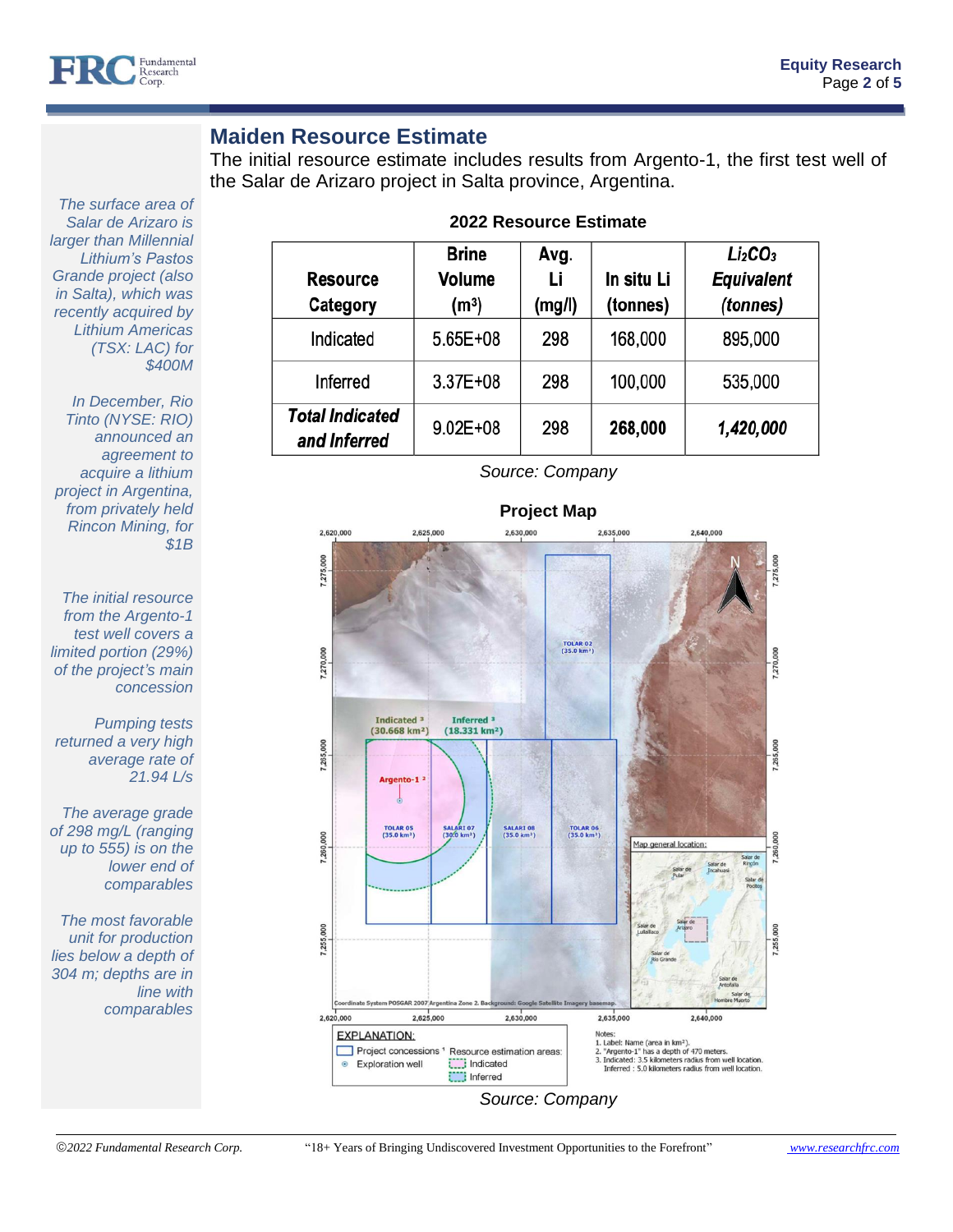## Maiden Resource Estimate

The initial resource estimate includes results from Argento-1, the first test well of the Salar de Arizaro project in Salta province, Argentina.

*The surface area of Salar de Arizaro is larger than Millennial Lithium's Pastos Grande project (also in Salta), which was recently acquired by Lithium Americas (TSX: LAC) for $400M*

*In December, Rio Tinto (NYSE: RIO) announced an agreement to acquire a lithium project in Argentina, from privately held Rincon Mining, for $1B*

*The initial resource from the Argento-1 test well covers a limited portion (29%) of the project's main concession*

*Pumping tests returned a very high average rate of 21.94 L/s*

*The average grade of 298 mg/L (ranging up to 555) is on the lower end of comparables*

*The most favorable unit for production lies below a depth of 304 m; depths are in line with comparables*

**2022 Resource Estimate**

| Resource Category | Brine Volume ($m^3$) | Avg. Li (mg/l) | In situ Li (tonnes) | *$Li_2CO_3$ Equivalent (tonnes)* |
|---|---|---|---|---|
| Indicated | 5.65E+08 | 298 | 168,000 | 895,000 |
| Inferred | 3.37E+08 | 298 | 100,000 | 535,000 |
| ***Total Indicated and Inferred*** | 9.02E+08 | 298 | **268,000** | ***1,420,000*** |

*Source: Company*

**Project Map**

*Source: Company*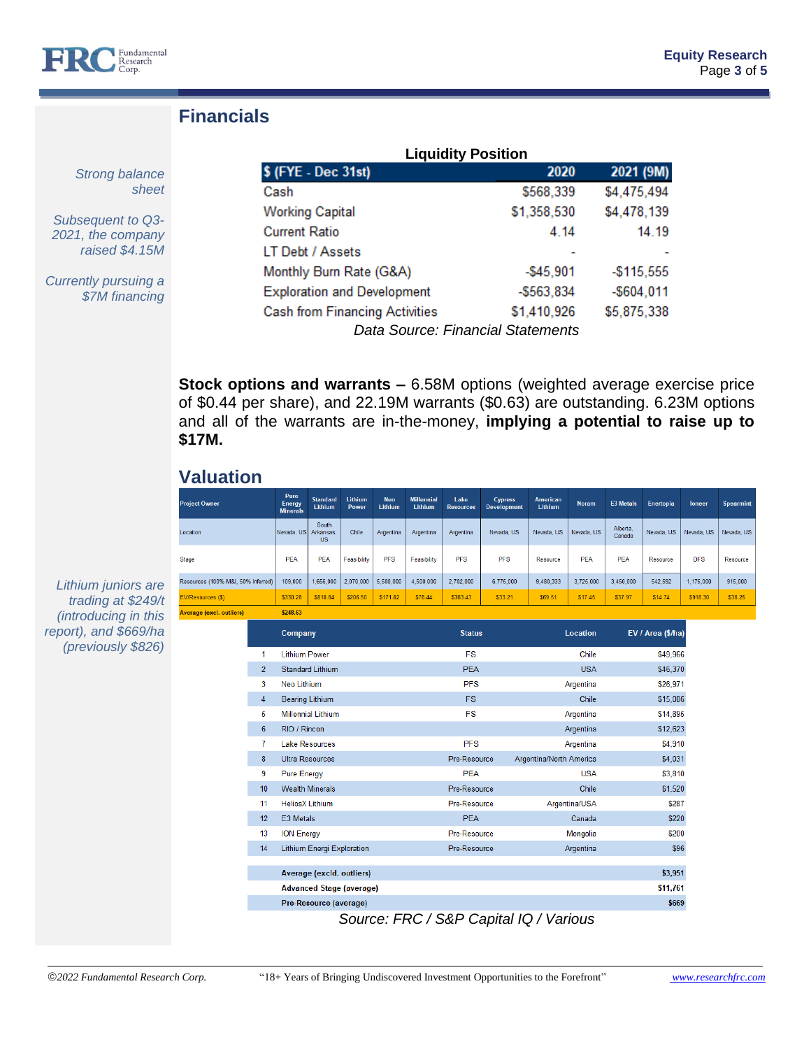## Financials

*Strong balance sheet*

*Subsequent to Q3-2021, the company raised $4.15M*

*Currently pursuing a $7M financing*

**Liquidity Position**

| $ (FYE - Dec 31st) | 2020 | 2021 (9M) |
|---|---|---|
| Cash | $568,339 | $4,475,494 |
| Working Capital | $1,358,530 | $4,478,139 |
| Current Ratio | 4.14 | 14.19 |
| LT Debt / Assets | - | - |
| Monthly Burn Rate (G&A) | -$45,901 | -$115,555 |
| Exploration and Development | -$563,834 | -$604,011 |
| Cash from Financing Activities | $1,410,926 | $5,875,338 |

*Data Source: Financial Statements*

**Stock options and warrants –** 6.58M options (weighted average exercise price of $0.44 per share), and 22.19M warrants ($0.63) are outstanding. 6.23M options and all of the warrants are in-the-money, **implying a potential to raise up to $17M.**

## Valuation

*Lithium juniors are trading at $249/t (introducing in this report), and $669/ha (previously $826)*

| Project Owner | Pure Energy Minerals | Standard Lithium | Lithium Power | Neo Lithium | Millennial Lithium | Lake Resources | Cypress Development | American Lithium | Noram | E3 Metals | Enertopia | Ioneer | Spearmint |
|---|---|---|---|---|---|---|---|---|---|---|---|---|---|
| Location | Nevada, US | South Arkansas, US | Chile | Argentina | Argentina | Argentina | Nevada, US | Nevada, US | Nevada, US | Alberta, Canada | Nevada, US | Nevada, US | Nevada, US |
| Stage | PEA | PEA | Feasibility | PFS | Feasibility | PFS | PFS | Resource | PEA | PEA | Resource | DFS | Resource |
| Resources (100% M&I, 50% Inferred) | 109,000 | 1,656,000 | 2,070,000 | 5,500,000 | 4,500,000 | 2,702,000 | 6,775,000 | 9,480,333 | 3,725,000 | 3,450,000 | 542,592 | 1,175,000 | 915,000 |
| EV/Resources ($) | $330.28 | $818.84 | $206.50 | $171.82 | $78.44 | $363.43 | $33.21 | $69.51 | $17.45 | $37.97 | $14.74 | $918.30 | $38.25 |
| Average (excl. outliers) | $248.63 | | | | | | | | | | | | |

| | Company | Status | Location | EV / Area ($/ha) |
|---|---|---|---|---|
| 1 | Lithium Power | FS | Chile | $49,966 |
| 2 | Standard Lithium | PEA | USA | $46,370 |
| 3 | Neo Lithium | PFS | Argentina | $26,971 |
| 4 | Bearing Lithium | FS | Chile | $15,086 |
| 5 | Millennial Lithium | FS | Argentina | $14,895 |
| 6 | RIO / Rincon | | Argentina | $12,623 |
| 7 | Lake Resources | PFS | Argentina | $4,910 |
| 8 | Ultra Resources | Pre-Resource | Argentina/North America | $4,031 |
| 9 | Pure Energy | PEA | USA | $3,810 |
| 10 | Wealth Minerals | Pre-Resource | Chile | $1,520 |
| 11 | HeliosX Lithium | Pre-Resource | Argentina/USA | $287 |
| 12 | E3 Metals | PEA | Canada | $220 |
| 13 | ION Energy | Pre-Resource | Mongolia | $200 |
| 14 | Lithium Energi Exploration | Pre-Resource | Argentina | $96 |
| | **Average (excld. outliers)** | | | **$3,951** |
| | **Advanced Stage (average)** | | | **$11,761** |
| | **Pre-Resource (average)** | | | **$669** |

*Source: FRC / S&P Capital IQ / Various*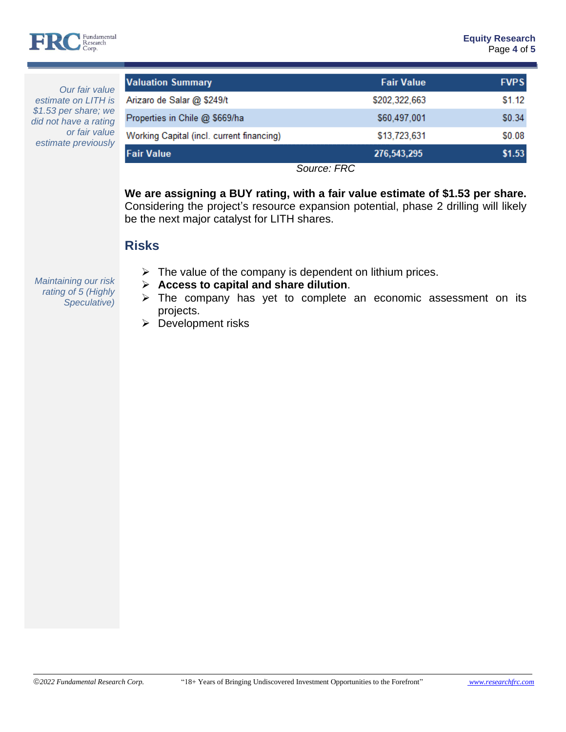*Our fair value estimate on LITH is $1.53 per share; we did not have a rating or fair value estimate previously*

| Valuation Summary | Fair Value | FVPS |
|---|---|---|
| Arizaro de Salar @ $249/t | $202,322,663 | $1.12 |
| Properties in Chile @ $669/ha | $60,497,001 | $0.34 |
| Working Capital (incl. current financing) | $13,723,631 | $0.08 |
| **Fair Value** | **276,543,295** | **$1.53** |

*Source: FRC*

**We are assigning a BUY rating, with a fair value estimate of $1.53 per share.** Considering the project's resource expansion potential, phase 2 drilling will likely be the next major catalyst for LITH shares.

## Risks

*Maintaining our risk rating of 5 (Highly Speculative)*

- The value of the company is dependent on lithium prices.
- **Access to capital and share dilution**.
- The company has yet to complete an economic assessment on its projects.
- Development risks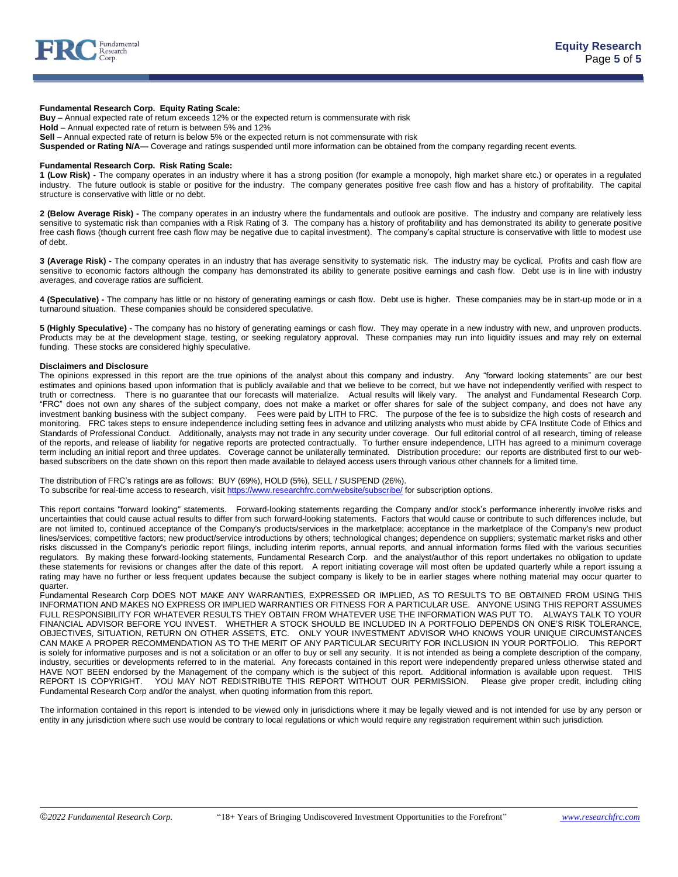**Fundamental Research Corp. Equity Rating Scale:**

**Buy** – Annual expected rate of return exceeds 12% or the expected return is commensurate with risk

**Hold** – Annual expected rate of return is between 5% and 12%

**Sell** – Annual expected rate of return is below 5% or the expected return is not commensurate with risk

**Suspended or Rating N/A—** Coverage and ratings suspended until more information can be obtained from the company regarding recent events.

**Fundamental Research Corp. Risk Rating Scale:**

**1 (Low Risk) -** The company operates in an industry where it has a strong position (for example a monopoly, high market share etc.) or operates in a regulated industry. The future outlook is stable or positive for the industry. The company generates positive free cash flow and has a history of profitability. The capital structure is conservative with little or no debt.

**2 (Below Average Risk) -** The company operates in an industry where the fundamentals and outlook are positive. The industry and company are relatively less sensitive to systematic risk than companies with a Risk Rating of 3. The company has a history of profitability and has demonstrated its ability to generate positive free cash flows (though current free cash flow may be negative due to capital investment). The company's capital structure is conservative with little to modest use of debt.

**3 (Average Risk) -** The company operates in an industry that has average sensitivity to systematic risk. The industry may be cyclical. Profits and cash flow are sensitive to economic factors although the company has demonstrated its ability to generate positive earnings and cash flow. Debt use is in line with industry averages, and coverage ratios are sufficient.

**4 (Speculative) -** The company has little or no history of generating earnings or cash flow. Debt use is higher. These companies may be in start-up mode or in a turnaround situation. These companies should be considered speculative.

**5 (Highly Speculative) -** The company has no history of generating earnings or cash flow. They may operate in a new industry with new, and unproven products. Products may be at the development stage, testing, or seeking regulatory approval. These companies may run into liquidity issues and may rely on external funding. These stocks are considered highly speculative.

**Disclaimers and Disclosure**

The opinions expressed in this report are the true opinions of the analyst about this company and industry. Any "forward looking statements" are our best estimates and opinions based upon information that is publicly available and that we believe to be correct, but we have not independently verified with respect to truth or correctness. There is no guarantee that our forecasts will materialize. Actual results will likely vary. The analyst and Fundamental Research Corp. "FRC" does not own any shares of the subject company, does not make a market or offer shares for sale of the subject company, and does not have any investment banking business with the subject company. Fees were paid by LITH to FRC. The purpose of the fee is to subsidize the high costs of research and monitoring. FRC takes steps to ensure independence including setting fees in advance and utilizing analysts who must abide by CFA Institute Code of Ethics and Standards of Professional Conduct. Additionally, analysts may not trade in any security under coverage. Our full editorial control of all research, timing of release of the reports, and release of liability for negative reports are protected contractually. To further ensure independence, LITH has agreed to a minimum coverage term including an initial report and three updates. Coverage cannot be unilaterally terminated. Distribution procedure: our reports are distributed first to our web-based subscribers on the date shown on this report then made available to delayed access users through various other channels for a limited time.

The distribution of FRC's ratings are as follows: BUY (69%), HOLD (5%), SELL / SUSPEND (26%).
To subscribe for real-time access to research, visit https://www.researchfrc.com/website/subscribe/ for subscription options.

This report contains "forward looking" statements. Forward-looking statements regarding the Company and/or stock's performance inherently involve risks and uncertainties that could cause actual results to differ from such forward-looking statements. Factors that would cause or contribute to such differences include, but are not limited to, continued acceptance of the Company's products/services in the marketplace; acceptance in the marketplace of the Company's new product lines/services; competitive factors; new product/service introductions by others; technological changes; dependence on suppliers; systematic market risks and other risks discussed in the Company's periodic report filings, including interim reports, annual reports, and annual information forms filed with the various securities regulators. By making these forward-looking statements, Fundamental Research Corp. and the analyst/author of this report undertakes no obligation to update these statements for revisions or changes after the date of this report. A report initiating coverage will most often be updated quarterly while a report issuing a rating may have no further or less frequent updates because the subject company is likely to be in earlier stages where nothing material may occur quarter to quarter.

Fundamental Research Corp DOES NOT MAKE ANY WARRANTIES, EXPRESSED OR IMPLIED, AS TO RESULTS TO BE OBTAINED FROM USING THIS INFORMATION AND MAKES NO EXPRESS OR IMPLIED WARRANTIES OR FITNESS FOR A PARTICULAR USE. ANYONE USING THIS REPORT ASSUMES FULL RESPONSIBILITY FOR WHATEVER RESULTS THEY OBTAIN FROM WHATEVER USE THE INFORMATION WAS PUT TO. ALWAYS TALK TO YOUR FINANCIAL ADVISOR BEFORE YOU INVEST. WHETHER A STOCK SHOULD BE INCLUDED IN A PORTFOLIO DEPENDS ON ONE'S RISK TOLERANCE, OBJECTIVES, SITUATION, RETURN ON OTHER ASSETS, ETC. ONLY YOUR INVESTMENT ADVISOR WHO KNOWS YOUR UNIQUE CIRCUMSTANCES CAN MAKE A PROPER RECOMMENDATION AS TO THE MERIT OF ANY PARTICULAR SECURITY FOR INCLUSION IN YOUR PORTFOLIO. This REPORT is solely for informative purposes and is not a solicitation or an offer to buy or sell any security. It is not intended as being a complete description of the company, industry, securities or developments referred to in the material. Any forecasts contained in this report were independently prepared unless otherwise stated and HAVE NOT BEEN endorsed by the Management of the company which is the subject of this report. Additional information is available upon request. THIS REPORT IS COPYRIGHT. YOU MAY NOT REDISTRIBUTE THIS REPORT WITHOUT OUR PERMISSION. Please give proper credit, including citing Fundamental Research Corp and/or the analyst, when quoting information from this report.

The information contained in this report is intended to be viewed only in jurisdictions where it may be legally viewed and is not intended for use by any person or entity in any jurisdiction where such use would be contrary to local regulations or which would require any registration requirement within such jurisdiction.